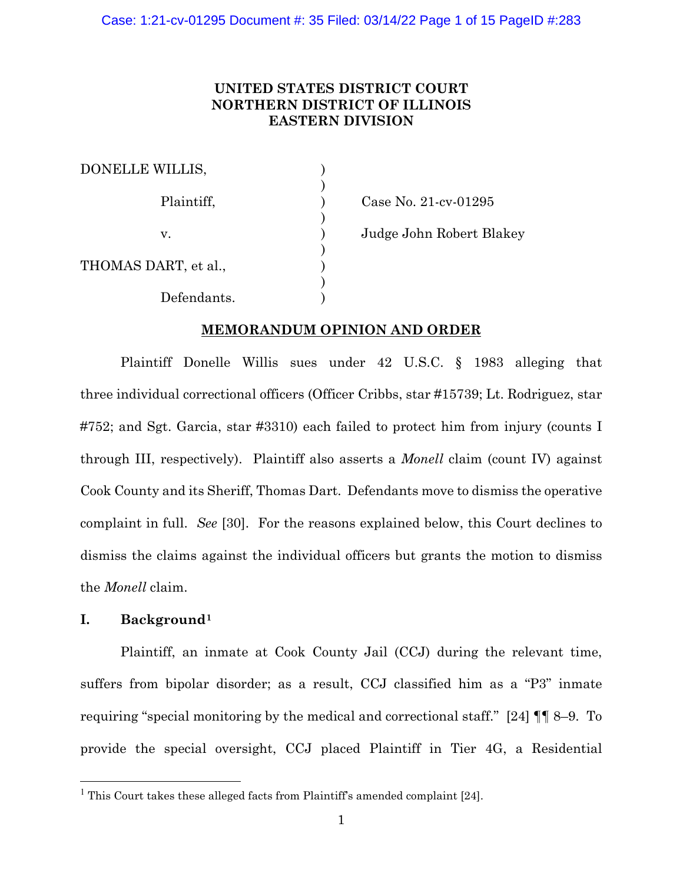UNITED STATES DISTRICT COURT
NORTHERN DISTRICT OF ILLINOIS
EASTERN DIVISION

| | | |
|---|---|---|
| DONELLE WILLIS, | ) | |
| Plaintiff, | ) | Case No. 21-cv-01295 |
| v. | ) | Judge John Robert Blakey |
| THOMAS DART, et al., | ) | |
| Defendants. | ) | |

**MEMORANDUM OPINION AND ORDER**

Plaintiff Donelle Willis sues under 42 U.S.C. § 1983 alleging that three individual correctional officers (Officer Cribbs, star #15739; Lt. Rodriguez, star #752; and Sgt. Garcia, star #3310) each failed to protect him from injury (counts I through III, respectively). Plaintiff also asserts a *Monell* claim (count IV) against Cook County and its Sheriff, Thomas Dart. Defendants move to dismiss the operative complaint in full. *See* [30]. For the reasons explained below, this Court declines to dismiss the claims against the individual officers but grants the motion to dismiss the *Monell* claim.

## I. Background[1]

Plaintiff, an inmate at Cook County Jail (CCJ) during the relevant time, suffers from bipolar disorder; as a result, CCJ classified him as a "P3" inmate requiring "special monitoring by the medical and correctional staff." [24] ¶¶ 8–9. To provide the special oversight, CCJ placed Plaintiff in Tier 4G, a Residential

[1] This Court takes these alleged facts from Plaintiff's amended complaint [24].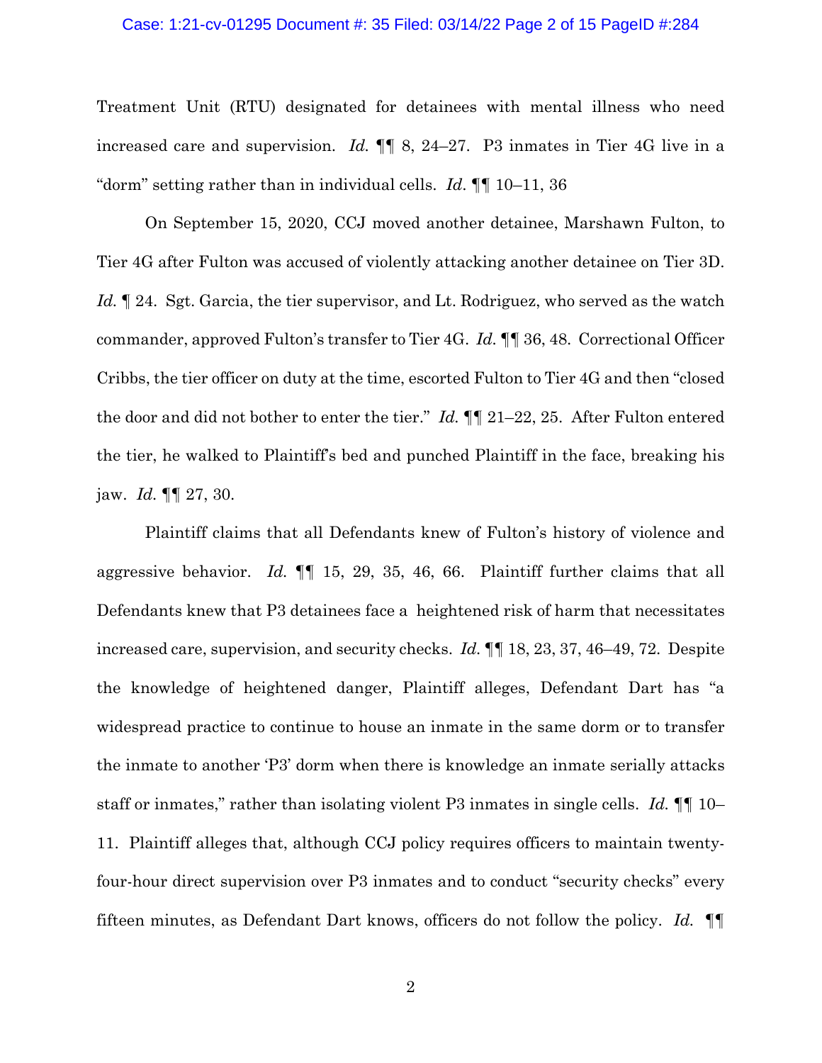Treatment Unit (RTU) designated for detainees with mental illness who need increased care and supervision. *Id.* ¶¶ 8, 24–27. P3 inmates in Tier 4G live in a "dorm" setting rather than in individual cells. *Id.* ¶¶ 10–11, 36

On September 15, 2020, CCJ moved another detainee, Marshawn Fulton, to Tier 4G after Fulton was accused of violently attacking another detainee on Tier 3D. *Id.* ¶ 24. Sgt. Garcia, the tier supervisor, and Lt. Rodriguez, who served as the watch commander, approved Fulton's transfer to Tier 4G. *Id.* ¶¶ 36, 48. Correctional Officer Cribbs, the tier officer on duty at the time, escorted Fulton to Tier 4G and then "closed the door and did not bother to enter the tier." *Id.* ¶¶ 21–22, 25. After Fulton entered the tier, he walked to Plaintiff's bed and punched Plaintiff in the face, breaking his jaw. *Id.* ¶¶ 27, 30.

Plaintiff claims that all Defendants knew of Fulton's history of violence and aggressive behavior. *Id.* ¶¶ 15, 29, 35, 46, 66. Plaintiff further claims that all Defendants knew that P3 detainees face a heightened risk of harm that necessitates increased care, supervision, and security checks. *Id.* ¶¶ 18, 23, 37, 46–49, 72. Despite the knowledge of heightened danger, Plaintiff alleges, Defendant Dart has "a widespread practice to continue to house an inmate in the same dorm or to transfer the inmate to another 'P3' dorm when there is knowledge an inmate serially attacks staff or inmates," rather than isolating violent P3 inmates in single cells. *Id.* ¶¶ 10–11. Plaintiff alleges that, although CCJ policy requires officers to maintain twenty-four-hour direct supervision over P3 inmates and to conduct "security checks" every fifteen minutes, as Defendant Dart knows, officers do not follow the policy. *Id.* ¶¶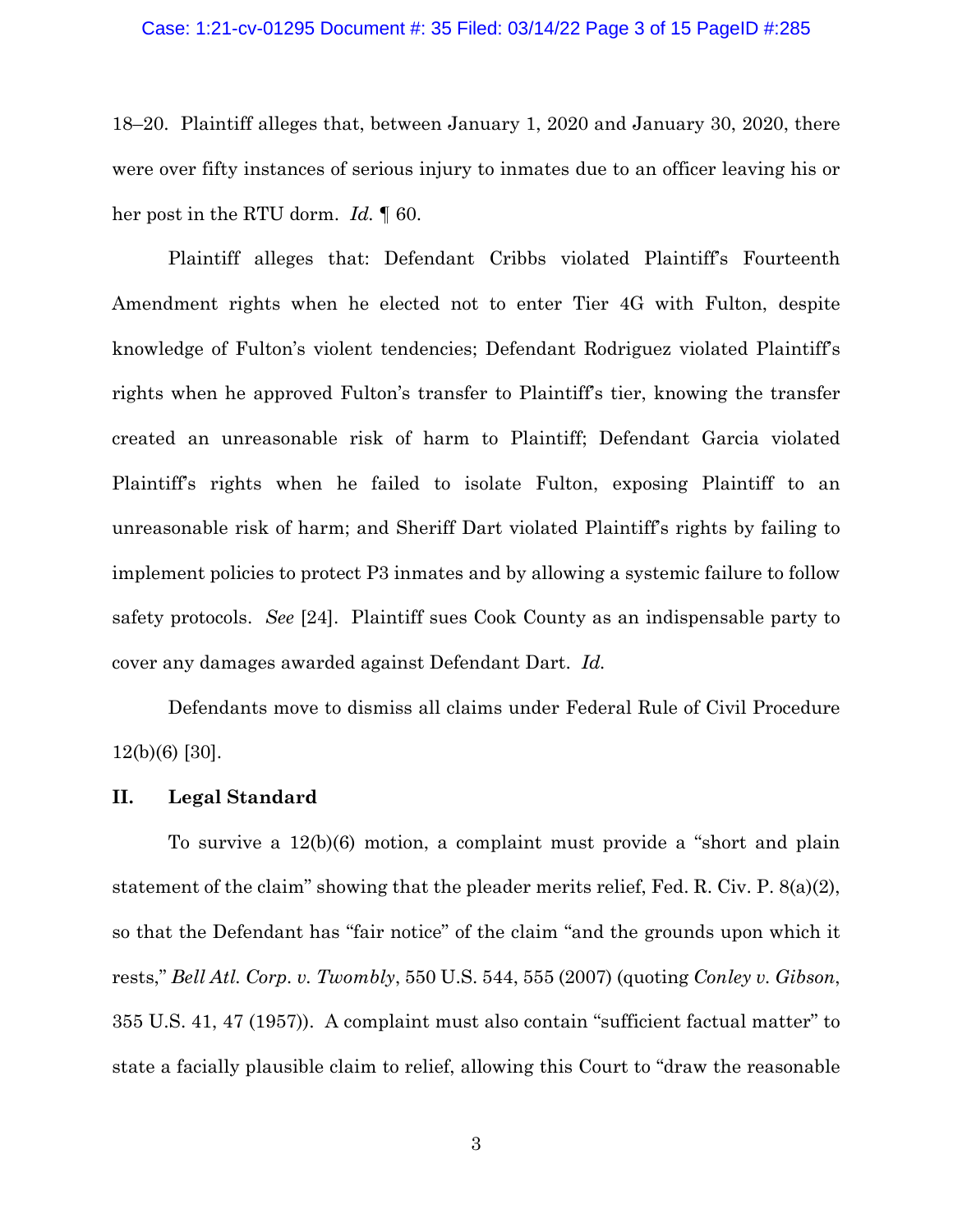18–20. Plaintiff alleges that, between January 1, 2020 and January 30, 2020, there were over fifty instances of serious injury to inmates due to an officer leaving his or her post in the RTU dorm. *Id.* ¶ 60.

Plaintiff alleges that: Defendant Cribbs violated Plaintiff's Fourteenth Amendment rights when he elected not to enter Tier 4G with Fulton, despite knowledge of Fulton's violent tendencies; Defendant Rodriguez violated Plaintiff's rights when he approved Fulton's transfer to Plaintiff's tier, knowing the transfer created an unreasonable risk of harm to Plaintiff; Defendant Garcia violated Plaintiff's rights when he failed to isolate Fulton, exposing Plaintiff to an unreasonable risk of harm; and Sheriff Dart violated Plaintiff's rights by failing to implement policies to protect P3 inmates and by allowing a systemic failure to follow safety protocols. *See* [24]. Plaintiff sues Cook County as an indispensable party to cover any damages awarded against Defendant Dart. *Id.*

Defendants move to dismiss all claims under Federal Rule of Civil Procedure 12(b)(6) [30].

## II. Legal Standard

To survive a 12(b)(6) motion, a complaint must provide a "short and plain statement of the claim" showing that the pleader merits relief, Fed. R. Civ. P. 8(a)(2), so that the Defendant has "fair notice" of the claim "and the grounds upon which it rests," *Bell Atl. Corp. v. Twombly*, 550 U.S. 544, 555 (2007) (quoting *Conley v. Gibson*, 355 U.S. 41, 47 (1957)). A complaint must also contain "sufficient factual matter" to state a facially plausible claim to relief, allowing this Court to "draw the reasonable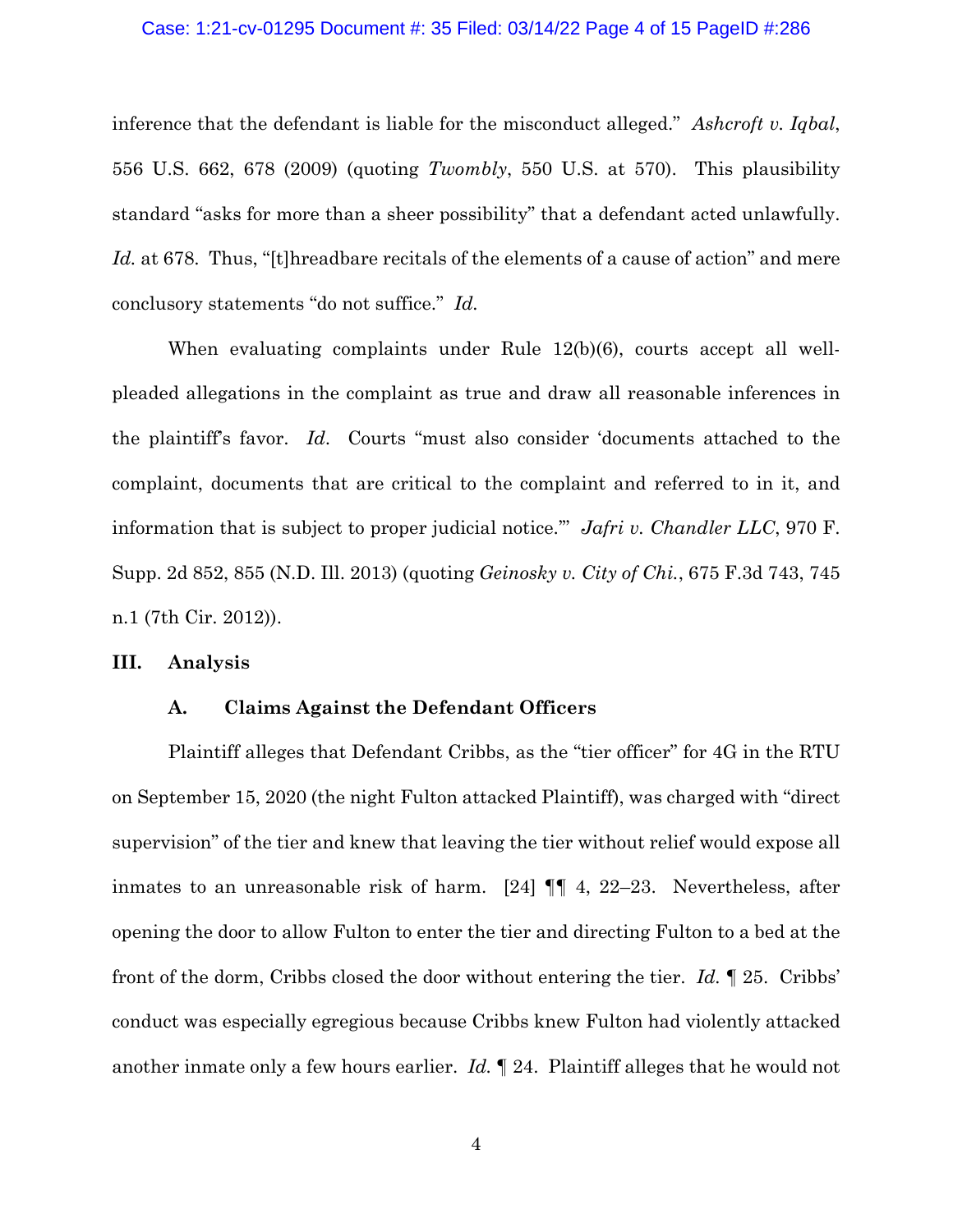inference that the defendant is liable for the misconduct alleged." *Ashcroft v. Iqbal*, 556 U.S. 662, 678 (2009) (quoting *Twombly*, 550 U.S. at 570). This plausibility standard "asks for more than a sheer possibility" that a defendant acted unlawfully. *Id.* at 678. Thus, "[t]hreadbare recitals of the elements of a cause of action" and mere conclusory statements "do not suffice." *Id.*

When evaluating complaints under Rule 12(b)(6), courts accept all well-pleaded allegations in the complaint as true and draw all reasonable inferences in the plaintiff's favor. *Id*. Courts "must also consider 'documents attached to the complaint, documents that are critical to the complaint and referred to in it, and information that is subject to proper judicial notice.'" *Jafri v. Chandler LLC*, 970 F. Supp. 2d 852, 855 (N.D. Ill. 2013) (quoting *Geinosky v. City of Chi.*, 675 F.3d 743, 745 n.1 (7th Cir. 2012)).

## III. Analysis

### A. Claims Against the Defendant Officers

Plaintiff alleges that Defendant Cribbs, as the "tier officer" for 4G in the RTU on September 15, 2020 (the night Fulton attacked Plaintiff), was charged with "direct supervision" of the tier and knew that leaving the tier without relief would expose all inmates to an unreasonable risk of harm. [24] ¶¶ 4, 22–23. Nevertheless, after opening the door to allow Fulton to enter the tier and directing Fulton to a bed at the front of the dorm, Cribbs closed the door without entering the tier. *Id.* ¶ 25. Cribbs' conduct was especially egregious because Cribbs knew Fulton had violently attacked another inmate only a few hours earlier. *Id.* ¶ 24. Plaintiff alleges that he would not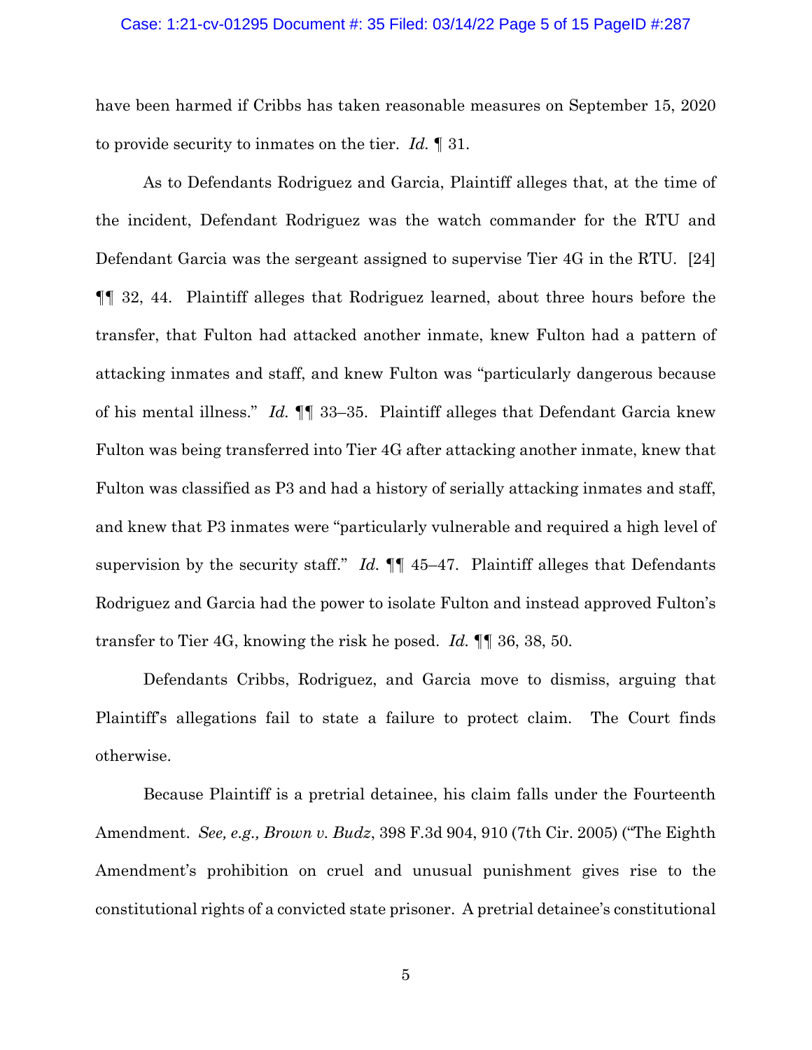have been harmed if Cribbs has taken reasonable measures on September 15, 2020 to provide security to inmates on the tier. *Id.* ¶ 31.

As to Defendants Rodriguez and Garcia, Plaintiff alleges that, at the time of the incident, Defendant Rodriguez was the watch commander for the RTU and Defendant Garcia was the sergeant assigned to supervise Tier 4G in the RTU. [24] ¶¶ 32, 44. Plaintiff alleges that Rodriguez learned, about three hours before the transfer, that Fulton had attacked another inmate, knew Fulton had a pattern of attacking inmates and staff, and knew Fulton was "particularly dangerous because of his mental illness." *Id.* ¶¶ 33–35. Plaintiff alleges that Defendant Garcia knew Fulton was being transferred into Tier 4G after attacking another inmate, knew that Fulton was classified as P3 and had a history of serially attacking inmates and staff, and knew that P3 inmates were "particularly vulnerable and required a high level of supervision by the security staff." *Id.* ¶¶ 45–47. Plaintiff alleges that Defendants Rodriguez and Garcia had the power to isolate Fulton and instead approved Fulton's transfer to Tier 4G, knowing the risk he posed. *Id.* ¶¶ 36, 38, 50.

Defendants Cribbs, Rodriguez, and Garcia move to dismiss, arguing that Plaintiff's allegations fail to state a failure to protect claim. The Court finds otherwise.

Because Plaintiff is a pretrial detainee, his claim falls under the Fourteenth Amendment. *See, e.g., Brown v. Budz*, 398 F.3d 904, 910 (7th Cir. 2005) ("The Eighth Amendment's prohibition on cruel and unusual punishment gives rise to the constitutional rights of a convicted state prisoner. A pretrial detainee's constitutional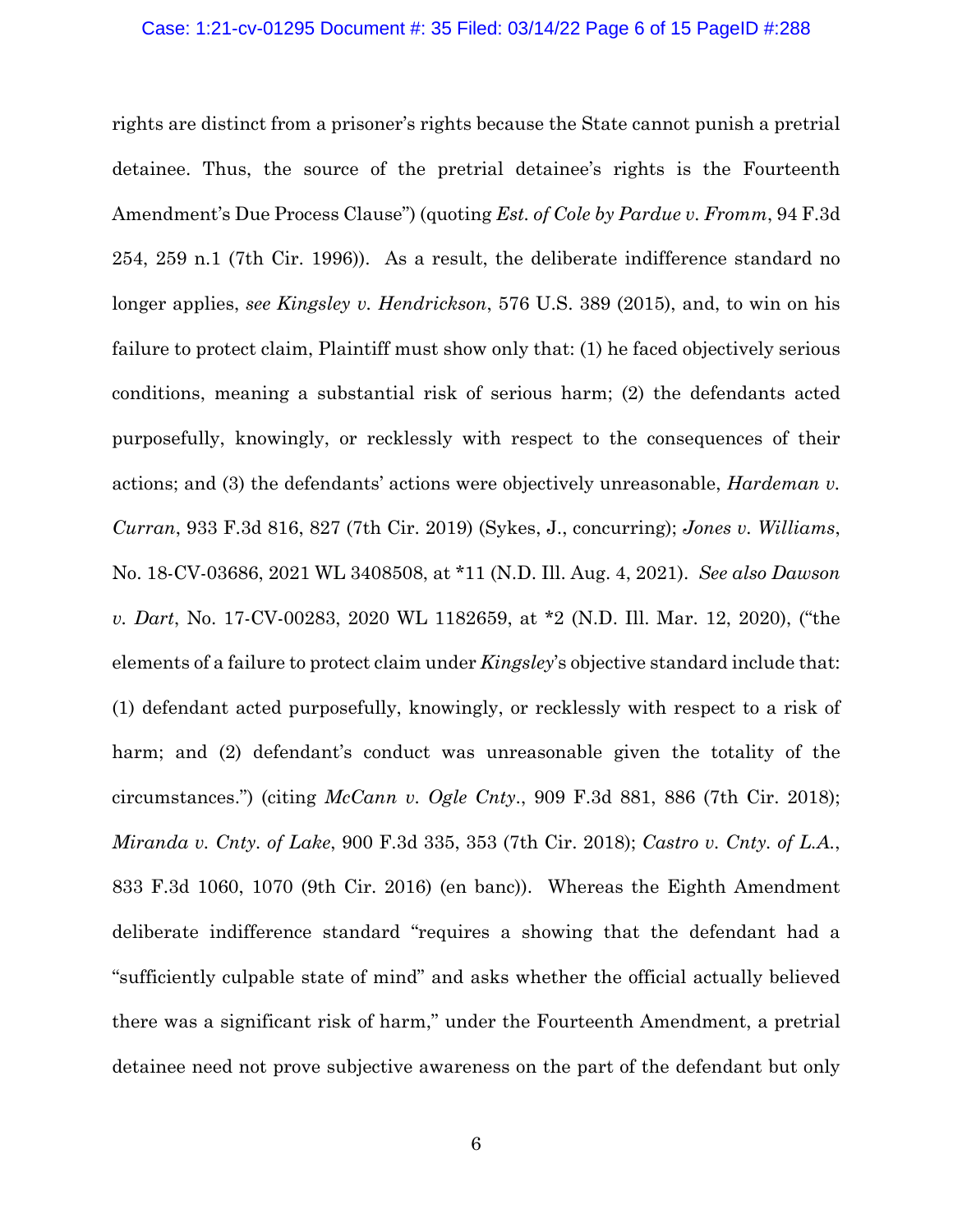rights are distinct from a prisoner's rights because the State cannot punish a pretrial detainee. Thus, the source of the pretrial detainee's rights is the Fourteenth Amendment's Due Process Clause") (quoting *Est. of Cole by Pardue v. Fromm*, 94 F.3d 254, 259 n.1 (7th Cir. 1996)). As a result, the deliberate indifference standard no longer applies, *see Kingsley v. Hendrickson*, 576 U.S. 389 (2015), and, to win on his failure to protect claim, Plaintiff must show only that: (1) he faced objectively serious conditions, meaning a substantial risk of serious harm; (2) the defendants acted purposefully, knowingly, or recklessly with respect to the consequences of their actions; and (3) the defendants' actions were objectively unreasonable, *Hardeman v. Curran*, 933 F.3d 816, 827 (7th Cir. 2019) (Sykes, J., concurring); *Jones v. Williams*, No. 18-CV-03686, 2021 WL 3408508, at *11 (N.D. Ill. Aug. 4, 2021). *See also Dawson v. Dart*, No. 17-CV-00283, 2020 WL 1182659, at *2 (N.D. Ill. Mar. 12, 2020), ("the elements of a failure to protect claim under *Kingsley*'s objective standard include that: (1) defendant acted purposefully, knowingly, or recklessly with respect to a risk of harm; and (2) defendant's conduct was unreasonable given the totality of the circumstances.") (citing *McCann v. Ogle Cnty.*, 909 F.3d 881, 886 (7th Cir. 2018); *Miranda v. Cnty. of Lake*, 900 F.3d 335, 353 (7th Cir. 2018); *Castro v. Cnty. of L.A.*, 833 F.3d 1060, 1070 (9th Cir. 2016) (en banc)). Whereas the Eighth Amendment deliberate indifference standard "requires a showing that the defendant had a "sufficiently culpable state of mind" and asks whether the official actually believed there was a significant risk of harm," under the Fourteenth Amendment, a pretrial detainee need not prove subjective awareness on the part of the defendant but only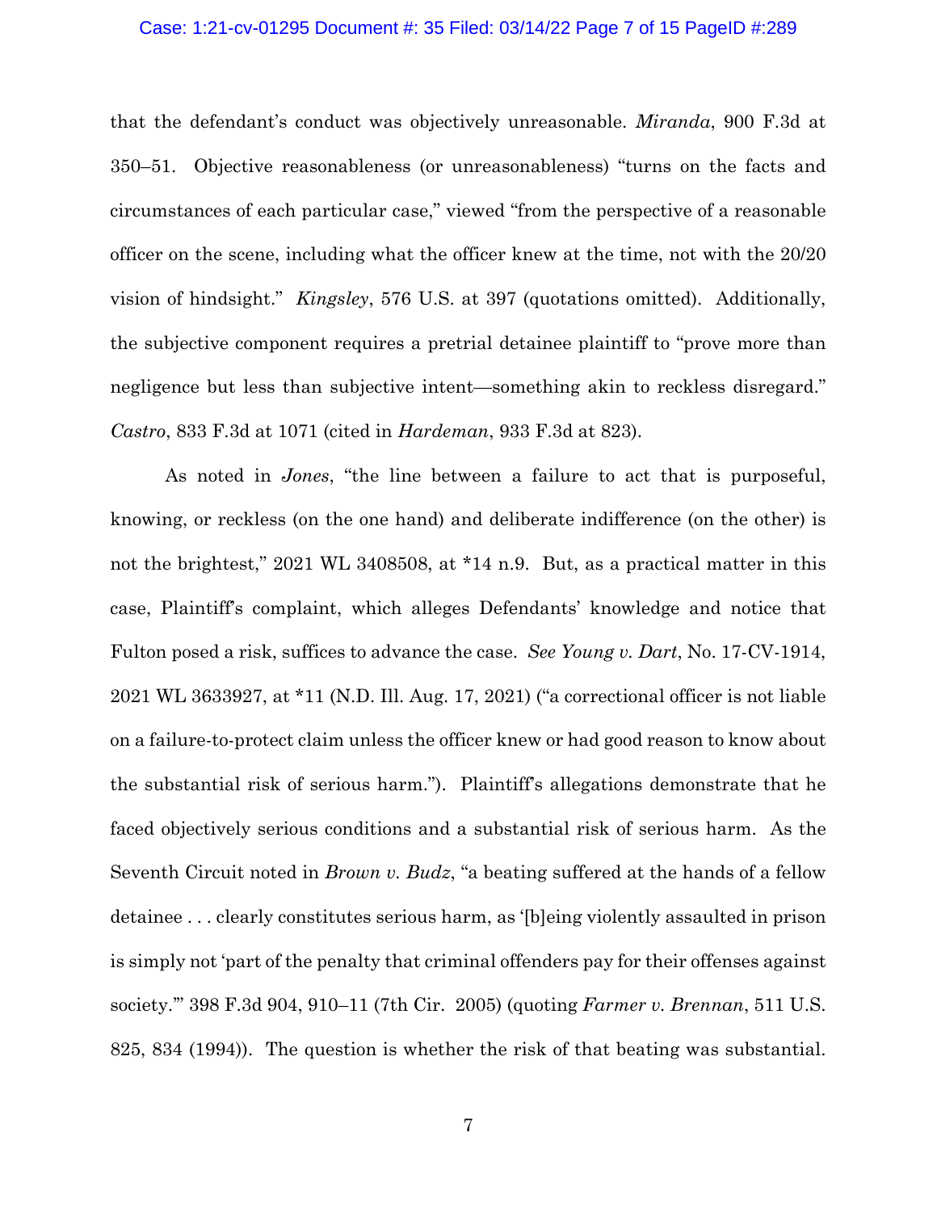that the defendant's conduct was objectively unreasonable. *Miranda*, 900 F.3d at 350–51. Objective reasonableness (or unreasonableness) "turns on the facts and circumstances of each particular case," viewed "from the perspective of a reasonable officer on the scene, including what the officer knew at the time, not with the 20/20 vision of hindsight." *Kingsley*, 576 U.S. at 397 (quotations omitted). Additionally, the subjective component requires a pretrial detainee plaintiff to "prove more than negligence but less than subjective intent—something akin to reckless disregard." *Castro*, 833 F.3d at 1071 (cited in *Hardeman*, 933 F.3d at 823).

As noted in *Jones*, "the line between a failure to act that is purposeful, knowing, or reckless (on the one hand) and deliberate indifference (on the other) is not the brightest," 2021 WL 3408508, at *14 n.9. But, as a practical matter in this case, Plaintiff's complaint, which alleges Defendants' knowledge and notice that Fulton posed a risk, suffices to advance the case. *See Young v. Dart*, No. 17-CV-1914, 2021 WL 3633927, at *11 (N.D. Ill. Aug. 17, 2021) ("a correctional officer is not liable on a failure-to-protect claim unless the officer knew or had good reason to know about the substantial risk of serious harm."). Plaintiff's allegations demonstrate that he faced objectively serious conditions and a substantial risk of serious harm. As the Seventh Circuit noted in *Brown v. Budz*, "a beating suffered at the hands of a fellow detainee . . . clearly constitutes serious harm, as '[b]eing violently assaulted in prison is simply not 'part of the penalty that criminal offenders pay for their offenses against society.'" 398 F.3d 904, 910–11 (7th Cir. 2005) (quoting *Farmer v. Brennan*, 511 U.S. 825, 834 (1994)). The question is whether the risk of that beating was substantial.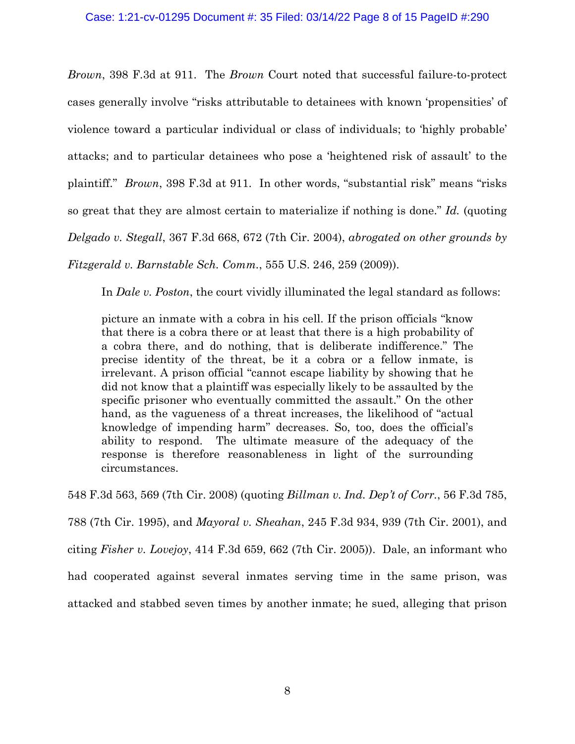*Brown*, 398 F.3d at 911. The *Brown* Court noted that successful failure-to-protect cases generally involve "risks attributable to detainees with known 'propensities' of violence toward a particular individual or class of individuals; to 'highly probable' attacks; and to particular detainees who pose a 'heightened risk of assault' to the plaintiff." *Brown*, 398 F.3d at 911. In other words, "substantial risk" means "risks so great that they are almost certain to materialize if nothing is done." *Id.* (quoting *Delgado v. Stegall*, 367 F.3d 668, 672 (7th Cir. 2004), *abrogated on other grounds by Fitzgerald v. Barnstable Sch. Comm.*, 555 U.S. 246, 259 (2009)).

In *Dale v. Poston*, the court vividly illuminated the legal standard as follows:

> picture an inmate with a cobra in his cell. If the prison officials "know that there is a cobra there or at least that there is a high probability of a cobra there, and do nothing, that is deliberate indifference." The precise identity of the threat, be it a cobra or a fellow inmate, is irrelevant. A prison official "cannot escape liability by showing that he did not know that a plaintiff was especially likely to be assaulted by the specific prisoner who eventually committed the assault." On the other hand, as the vagueness of a threat increases, the likelihood of "actual knowledge of impending harm" decreases. So, too, does the official's ability to respond. The ultimate measure of the adequacy of the response is therefore reasonableness in light of the surrounding circumstances.

548 F.3d 563, 569 (7th Cir. 2008) (quoting *Billman v. Ind. Dep't of Corr.*, 56 F.3d 785, 788 (7th Cir. 1995), and *Mayoral v. Sheahan*, 245 F.3d 934, 939 (7th Cir. 2001), and citing *Fisher v. Lovejoy*, 414 F.3d 659, 662 (7th Cir. 2005)). Dale, an informant who had cooperated against several inmates serving time in the same prison, was attacked and stabbed seven times by another inmate; he sued, alleging that prison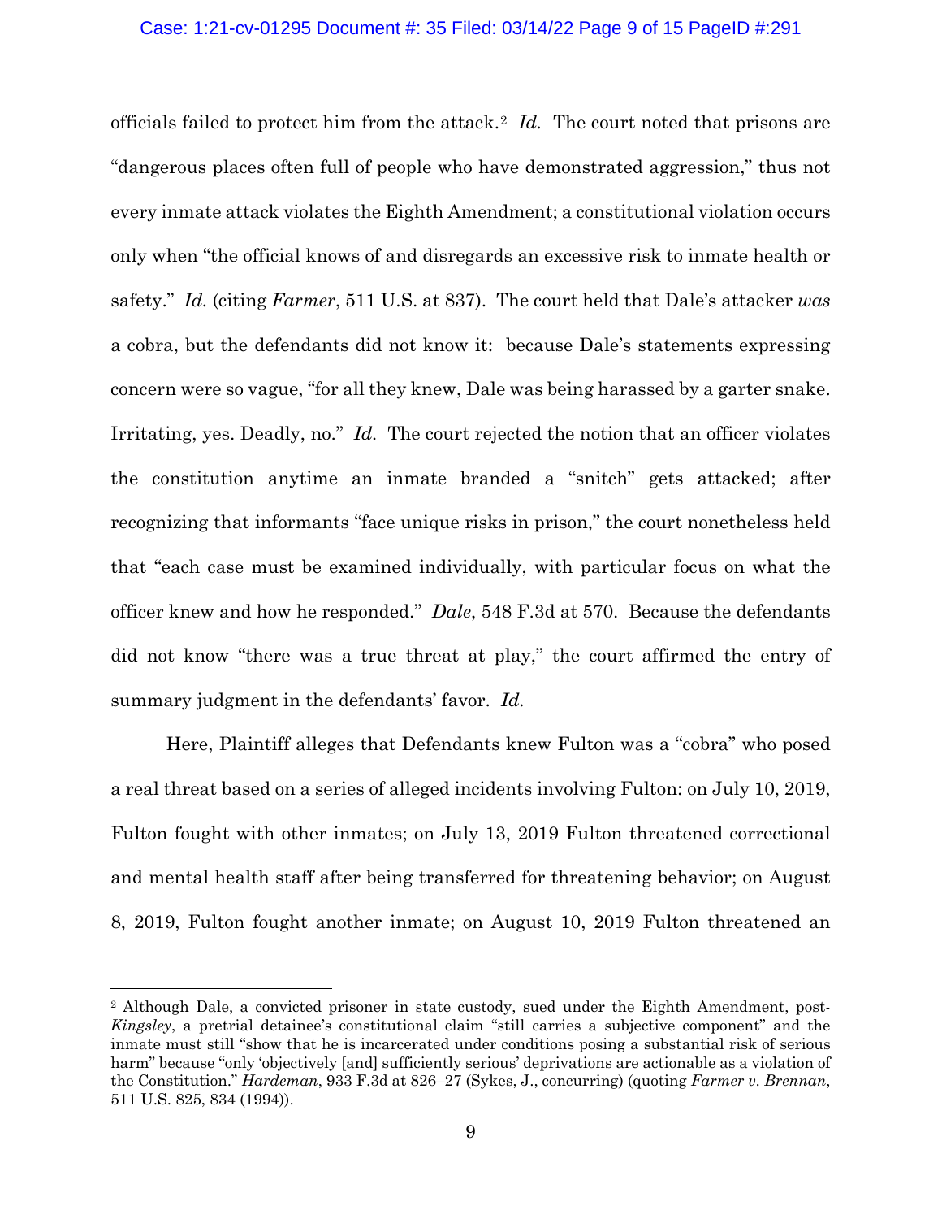officials failed to protect him from the attack.[2] *Id.* The court noted that prisons are "dangerous places often full of people who have demonstrated aggression," thus not every inmate attack violates the Eighth Amendment; a constitutional violation occurs only when "the official knows of and disregards an excessive risk to inmate health or safety." *Id.* (citing *Farmer*, 511 U.S. at 837). The court held that Dale's attacker *was* a cobra, but the defendants did not know it: because Dale's statements expressing concern were so vague, "for all they knew, Dale was being harassed by a garter snake. Irritating, yes. Deadly, no." *Id.* The court rejected the notion that an officer violates the constitution anytime an inmate branded a "snitch" gets attacked; after recognizing that informants "face unique risks in prison," the court nonetheless held that "each case must be examined individually, with particular focus on what the officer knew and how he responded." *Dale*, 548 F.3d at 570. Because the defendants did not know "there was a true threat at play," the court affirmed the entry of summary judgment in the defendants' favor. *Id.*

Here, Plaintiff alleges that Defendants knew Fulton was a "cobra" who posed a real threat based on a series of alleged incidents involving Fulton: on July 10, 2019, Fulton fought with other inmates; on July 13, 2019 Fulton threatened correctional and mental health staff after being transferred for threatening behavior; on August 8, 2019, Fulton fought another inmate; on August 10, 2019 Fulton threatened an

---

[2] Although Dale, a convicted prisoner in state custody, sued under the Eighth Amendment, post-*Kingsley*, a pretrial detainee's constitutional claim "still carries a subjective component" and the inmate must still "show that he is incarcerated under conditions posing a substantial risk of serious harm" because "only 'objectively [and] sufficiently serious' deprivations are actionable as a violation of the Constitution." *Hardeman*, 933 F.3d at 826–27 (Sykes, J., concurring) (quoting *Farmer v. Brennan*, 511 U.S. 825, 834 (1994)).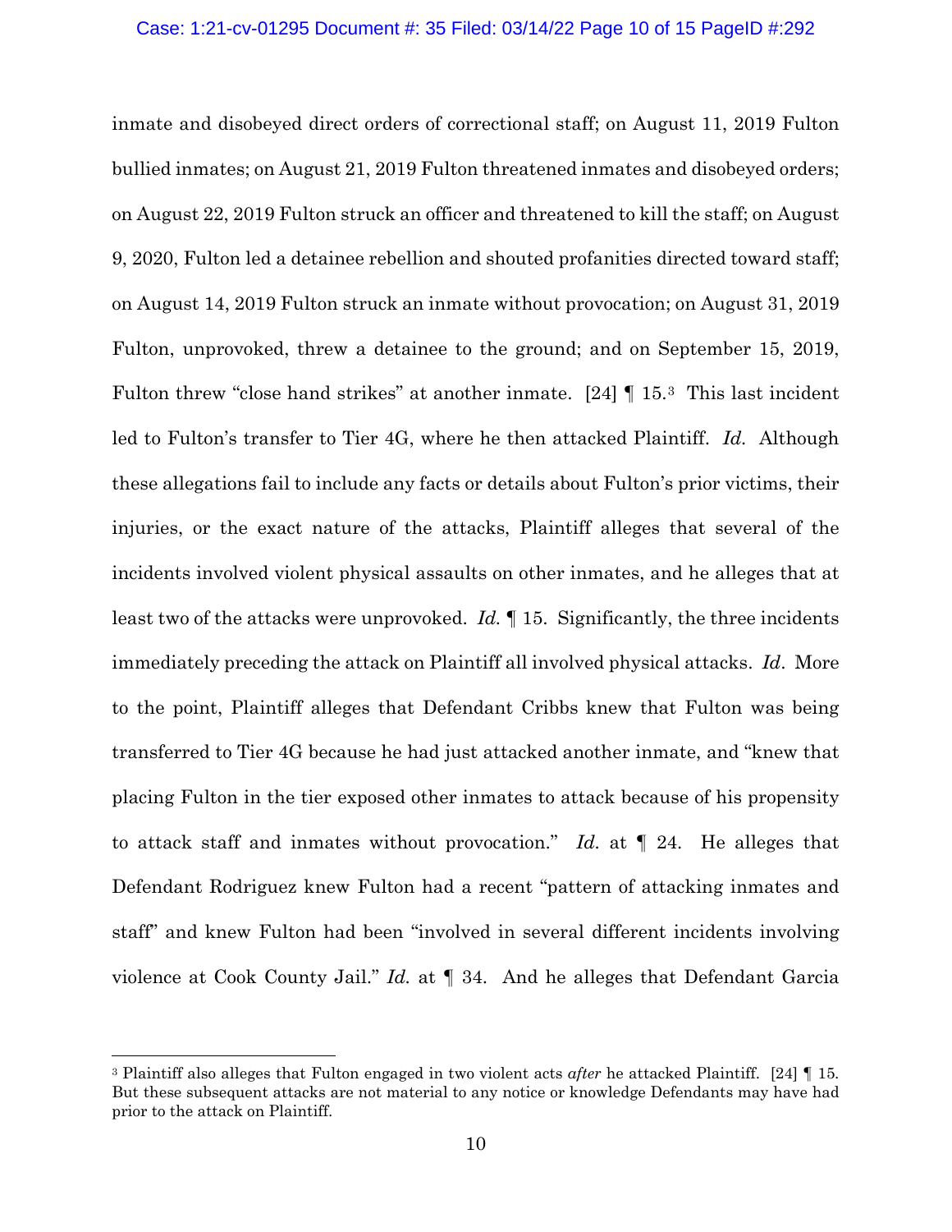inmate and disobeyed direct orders of correctional staff; on August 11, 2019 Fulton bullied inmates; on August 21, 2019 Fulton threatened inmates and disobeyed orders; on August 22, 2019 Fulton struck an officer and threatened to kill the staff; on August 9, 2020, Fulton led a detainee rebellion and shouted profanities directed toward staff; on August 14, 2019 Fulton struck an inmate without provocation; on August 31, 2019 Fulton, unprovoked, threw a detainee to the ground; and on September 15, 2019, Fulton threw "close hand strikes" at another inmate. [24] ¶ 15.[3] This last incident led to Fulton's transfer to Tier 4G, where he then attacked Plaintiff. *Id.* Although these allegations fail to include any facts or details about Fulton's prior victims, their injuries, or the exact nature of the attacks, Plaintiff alleges that several of the incidents involved violent physical assaults on other inmates, and he alleges that at least two of the attacks were unprovoked. *Id.* ¶ 15. Significantly, the three incidents immediately preceding the attack on Plaintiff all involved physical attacks. *Id*. More to the point, Plaintiff alleges that Defendant Cribbs knew that Fulton was being transferred to Tier 4G because he had just attacked another inmate, and "knew that placing Fulton in the tier exposed other inmates to attack because of his propensity to attack staff and inmates without provocation." *Id.* at ¶ 24. He alleges that Defendant Rodriguez knew Fulton had a recent "pattern of attacking inmates and staff" and knew Fulton had been "involved in several different incidents involving violence at Cook County Jail." *Id.* at ¶ 34. And he alleges that Defendant Garcia

[3] Plaintiff also alleges that Fulton engaged in two violent acts *after* he attacked Plaintiff. [24] ¶ 15. But these subsequent attacks are not material to any notice or knowledge Defendants may have had prior to the attack on Plaintiff.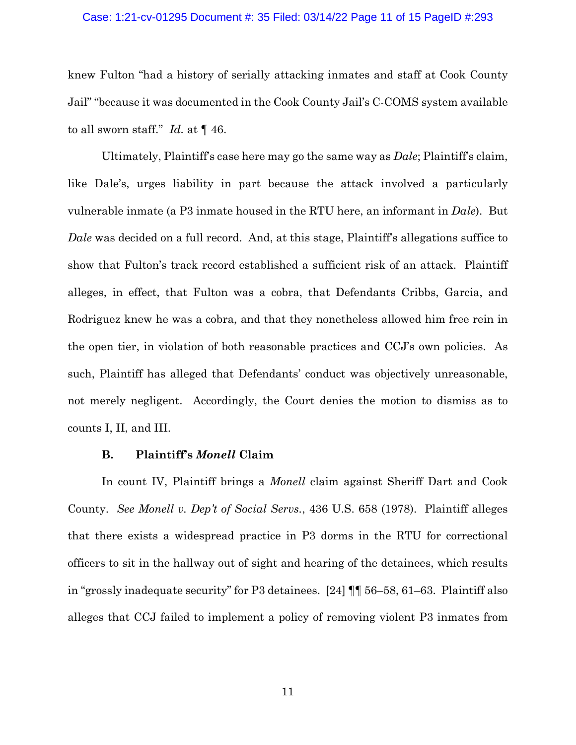knew Fulton "had a history of serially attacking inmates and staff at Cook County Jail" "because it was documented in the Cook County Jail's C-COMS system available to all sworn staff." *Id.* at ¶ 46.

Ultimately, Plaintiff's case here may go the same way as *Dale*; Plaintiff's claim, like Dale's, urges liability in part because the attack involved a particularly vulnerable inmate (a P3 inmate housed in the RTU here, an informant in *Dale*). But *Dale* was decided on a full record. And, at this stage, Plaintiff's allegations suffice to show that Fulton's track record established a sufficient risk of an attack. Plaintiff alleges, in effect, that Fulton was a cobra, that Defendants Cribbs, Garcia, and Rodriguez knew he was a cobra, and that they nonetheless allowed him free rein in the open tier, in violation of both reasonable practices and CCJ's own policies. As such, Plaintiff has alleged that Defendants' conduct was objectively unreasonable, not merely negligent. Accordingly, the Court denies the motion to dismiss as to counts I, II, and III.

### B. Plaintiff's *Monell* Claim

In count IV, Plaintiff brings a *Monell* claim against Sheriff Dart and Cook County. *See Monell v. Dep't of Social Servs.*, 436 U.S. 658 (1978). Plaintiff alleges that there exists a widespread practice in P3 dorms in the RTU for correctional officers to sit in the hallway out of sight and hearing of the detainees, which results in "grossly inadequate security" for P3 detainees. [24] ¶¶ 56–58, 61–63. Plaintiff also alleges that CCJ failed to implement a policy of removing violent P3 inmates from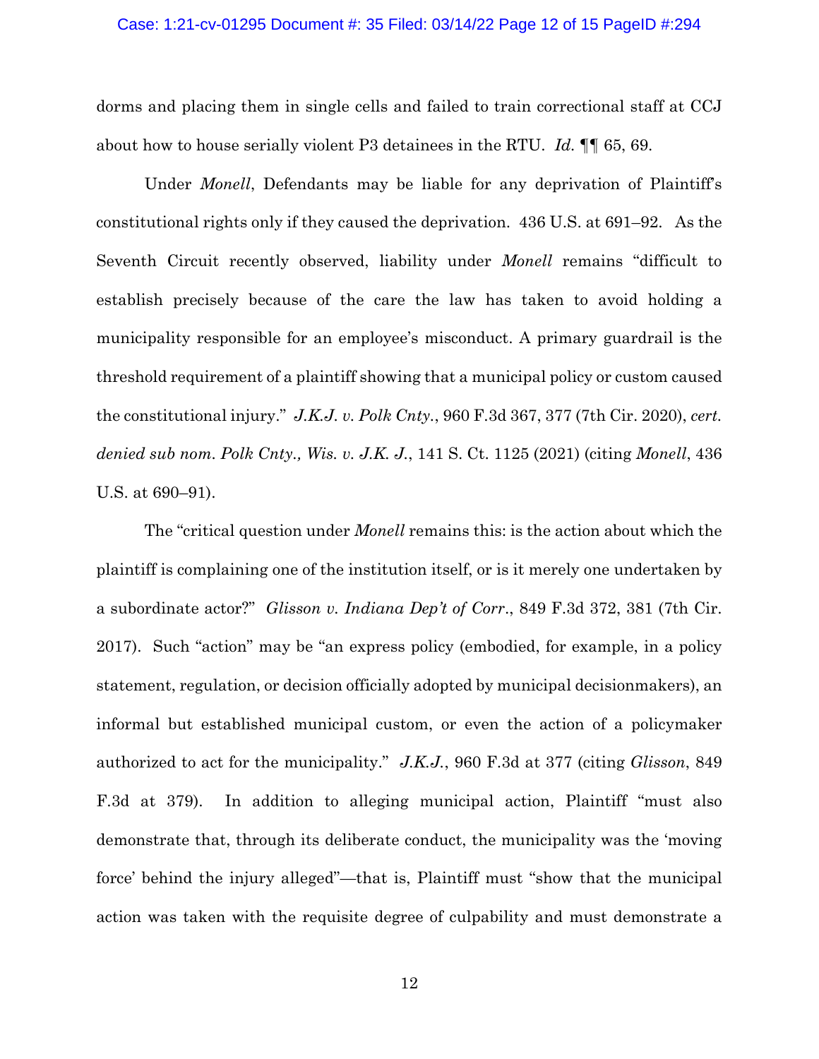dorms and placing them in single cells and failed to train correctional staff at CCJ about how to house serially violent P3 detainees in the RTU. *Id.* ¶¶ 65, 69.

Under *Monell*, Defendants may be liable for any deprivation of Plaintiff's constitutional rights only if they caused the deprivation. 436 U.S. at 691–92. As the Seventh Circuit recently observed, liability under *Monell* remains "difficult to establish precisely because of the care the law has taken to avoid holding a municipality responsible for an employee's misconduct. A primary guardrail is the threshold requirement of a plaintiff showing that a municipal policy or custom caused the constitutional injury." *J.K.J. v. Polk Cnty.*, 960 F.3d 367, 377 (7th Cir. 2020), *cert. denied sub nom. Polk Cnty., Wis. v. J.K. J.*, 141 S. Ct. 1125 (2021) (citing *Monell*, 436 U.S. at 690–91).

The "critical question under *Monell* remains this: is the action about which the plaintiff is complaining one of the institution itself, or is it merely one undertaken by a subordinate actor?" *Glisson v. Indiana Dep't of Corr.*, 849 F.3d 372, 381 (7th Cir. 2017). Such "action" may be "an express policy (embodied, for example, in a policy statement, regulation, or decision officially adopted by municipal decisionmakers), an informal but established municipal custom, or even the action of a policymaker authorized to act for the municipality." *J.K.J.*, 960 F.3d at 377 (citing *Glisson*, 849 F.3d at 379). In addition to alleging municipal action, Plaintiff "must also demonstrate that, through its deliberate conduct, the municipality was the 'moving force' behind the injury alleged"—that is, Plaintiff must "show that the municipal action was taken with the requisite degree of culpability and must demonstrate a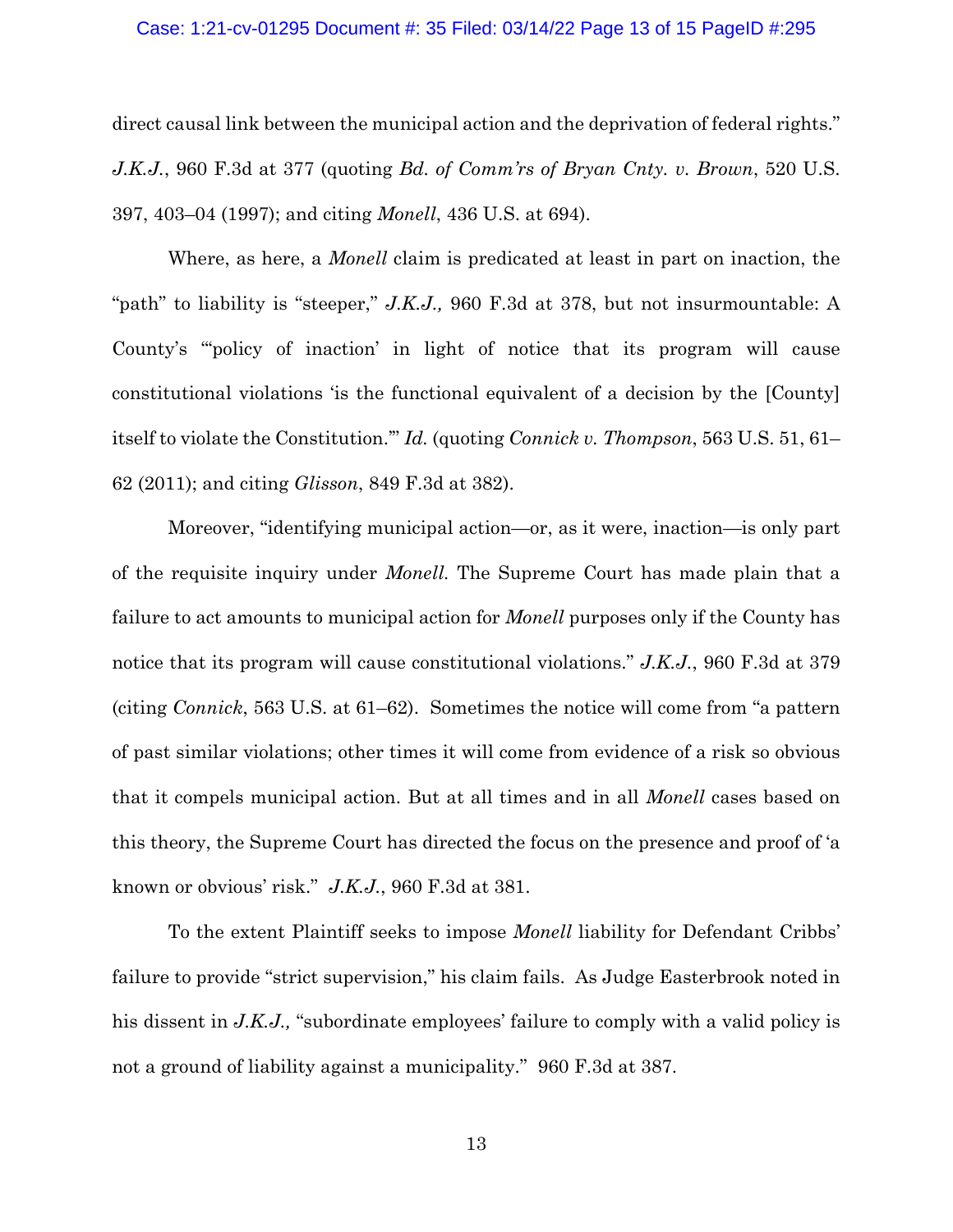direct causal link between the municipal action and the deprivation of federal rights." *J.K.J.*, 960 F.3d at 377 (quoting *Bd. of Comm'rs of Bryan Cnty. v. Brown*, 520 U.S. 397, 403–04 (1997); and citing *Monell*, 436 U.S. at 694).

Where, as here, a *Monell* claim is predicated at least in part on inaction, the "path" to liability is "steeper," *J.K.J.,* 960 F.3d at 378, but not insurmountable: A County's "'policy of inaction' in light of notice that its program will cause constitutional violations 'is the functional equivalent of a decision by the [County] itself to violate the Constitution.'" *Id.* (quoting *Connick v. Thompson*, 563 U.S. 51, 61–62 (2011); and citing *Glisson*, 849 F.3d at 382).

Moreover, "identifying municipal action—or, as it were, inaction—is only part of the requisite inquiry under *Monell.* The Supreme Court has made plain that a failure to act amounts to municipal action for *Monell* purposes only if the County has notice that its program will cause constitutional violations." *J.K.J.*, 960 F.3d at 379 (citing *Connick*, 563 U.S. at 61–62). Sometimes the notice will come from "a pattern of past similar violations; other times it will come from evidence of a risk so obvious that it compels municipal action. But at all times and in all *Monell* cases based on this theory, the Supreme Court has directed the focus on the presence and proof of 'a known or obvious' risk." *J.K.J.*, 960 F.3d at 381.

To the extent Plaintiff seeks to impose *Monell* liability for Defendant Cribbs' failure to provide "strict supervision," his claim fails. As Judge Easterbrook noted in his dissent in *J.K.J.,* "subordinate employees' failure to comply with a valid policy is not a ground of liability against a municipality." 960 F.3d at 387.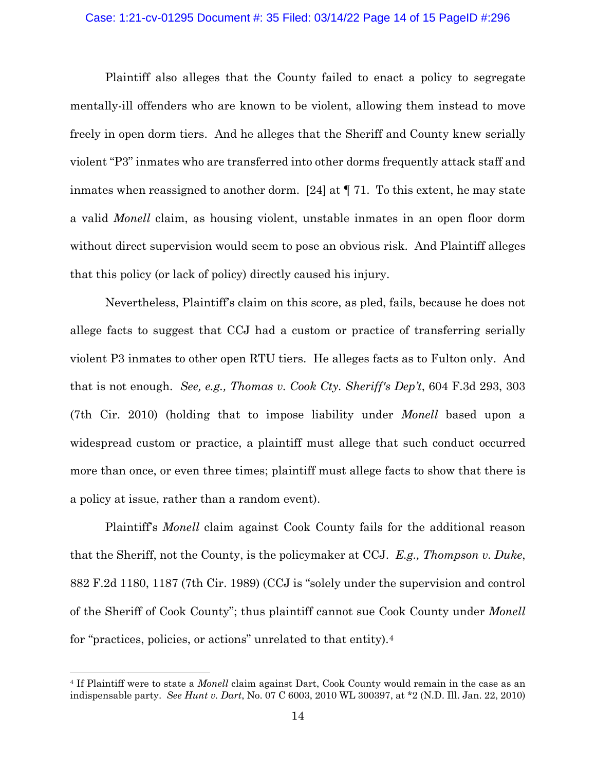Plaintiff also alleges that the County failed to enact a policy to segregate mentally-ill offenders who are known to be violent, allowing them instead to move freely in open dorm tiers. And he alleges that the Sheriff and County knew serially violent "P3" inmates who are transferred into other dorms frequently attack staff and inmates when reassigned to another dorm. [24] at ¶ 71. To this extent, he may state a valid *Monell* claim, as housing violent, unstable inmates in an open floor dorm without direct supervision would seem to pose an obvious risk. And Plaintiff alleges that this policy (or lack of policy) directly caused his injury.

Nevertheless, Plaintiff's claim on this score, as pled, fails, because he does not allege facts to suggest that CCJ had a custom or practice of transferring serially violent P3 inmates to other open RTU tiers. He alleges facts as to Fulton only. And that is not enough. *See, e.g., Thomas v. Cook Cty. Sheriff's Dep't*, 604 F.3d 293, 303 (7th Cir. 2010) (holding that to impose liability under *Monell* based upon a widespread custom or practice, a plaintiff must allege that such conduct occurred more than once, or even three times; plaintiff must allege facts to show that there is a policy at issue, rather than a random event).

Plaintiff's *Monell* claim against Cook County fails for the additional reason that the Sheriff, not the County, is the policymaker at CCJ. *E.g., Thompson v. Duke*, 882 F.2d 1180, 1187 (7th Cir. 1989) (CCJ is "solely under the supervision and control of the Sheriff of Cook County"; thus plaintiff cannot sue Cook County under *Monell* for "practices, policies, or actions" unrelated to that entity).[4]

---

[4] If Plaintiff were to state a *Monell* claim against Dart, Cook County would remain in the case as an indispensable party. *See Hunt v. Dart*, No. 07 C 6003, 2010 WL 300397, at *2 (N.D. Ill. Jan. 22, 2010)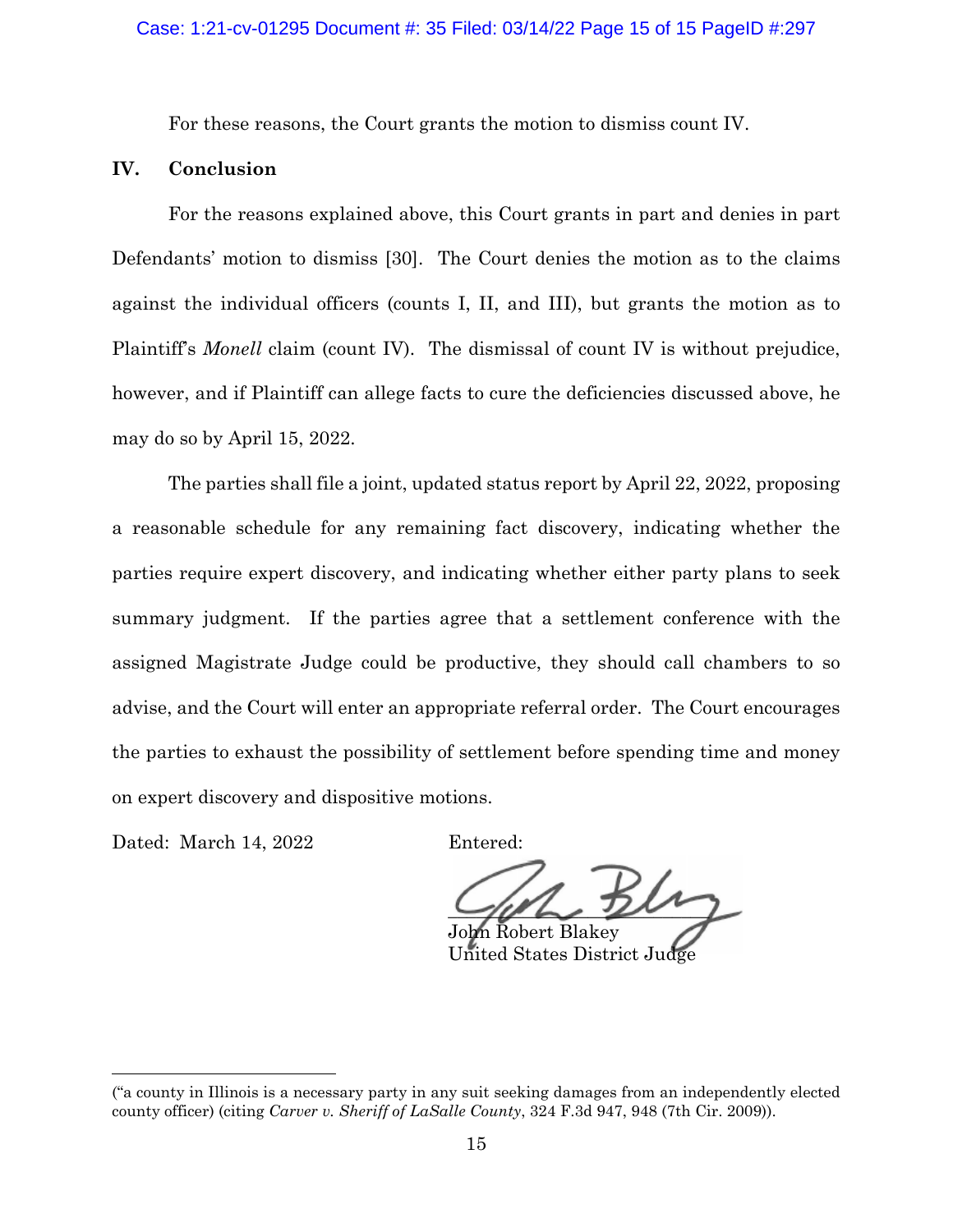For these reasons, the Court grants the motion to dismiss count IV.

## IV. Conclusion

For the reasons explained above, this Court grants in part and denies in part Defendants' motion to dismiss [30]. The Court denies the motion as to the claims against the individual officers (counts I, II, and III), but grants the motion as to Plaintiff's *Monell* claim (count IV). The dismissal of count IV is without prejudice, however, and if Plaintiff can allege facts to cure the deficiencies discussed above, he may do so by April 15, 2022.

The parties shall file a joint, updated status report by April 22, 2022, proposing a reasonable schedule for any remaining fact discovery, indicating whether the parties require expert discovery, and indicating whether either party plans to seek summary judgment. If the parties agree that a settlement conference with the assigned Magistrate Judge could be productive, they should call chambers to so advise, and the Court will enter an appropriate referral order. The Court encourages the parties to exhaust the possibility of settlement before spending time and money on expert discovery and dispositive motions.

Dated: March 14, 2022

Entered:

John Robert Blakey
United States District Judge

---

("a county in Illinois is a necessary party in any suit seeking damages from an independently elected county officer) (citing *Carver v. Sheriff of LaSalle County*, 324 F.3d 947, 948 (7th Cir. 2009)).